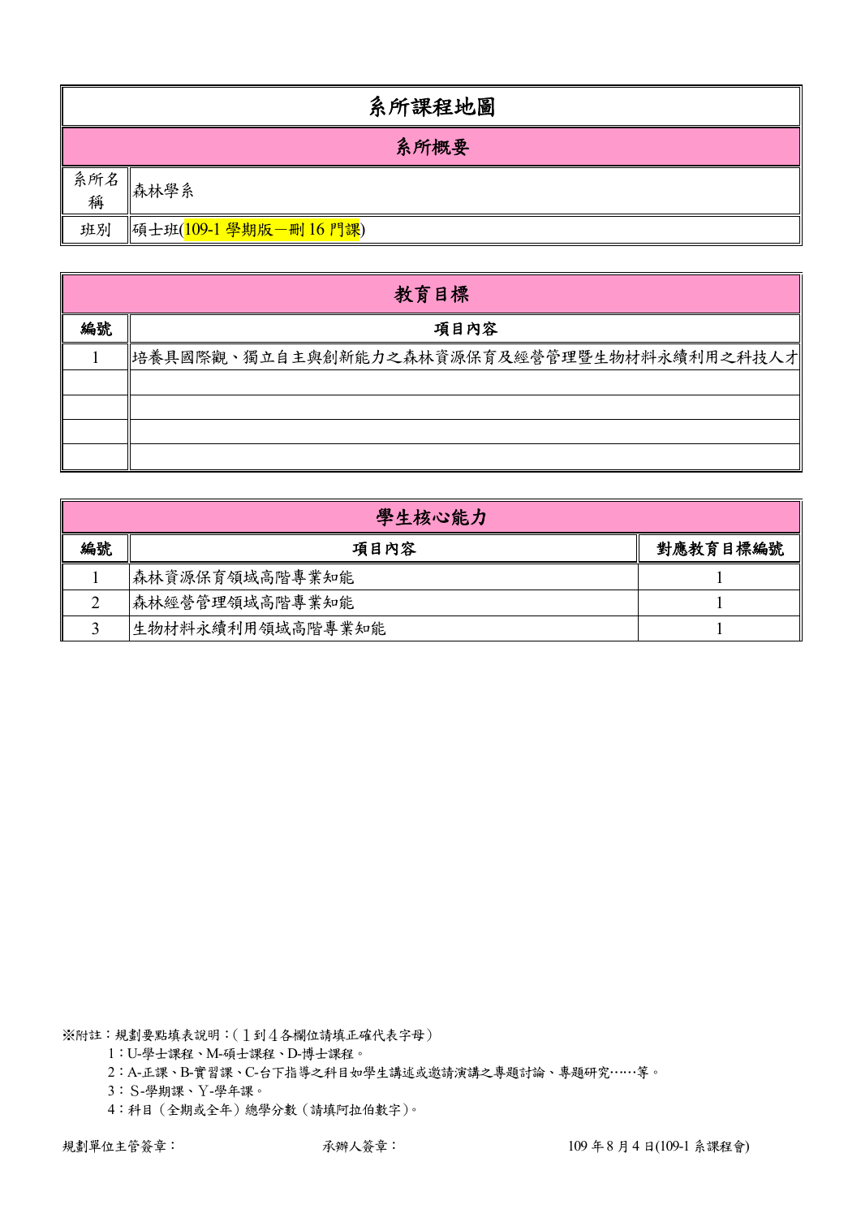# 系所課程地圖

## 系所概要

| 系所名稱 | 森林學系 |
| --- | --- |
| 班別 | 碩士班(109-1 學期版—刪 16 門課) |

## 教育目標

| 編號 | 項目內容 |
| --- | --- |
| 1 | 培養具國際觀、獨立自主與創新能力之森林資源保育及經營管理暨生物材料永續利用之科技人才 |
| | |
| | |
| | |
| | |

## 學生核心能力

| 編號 | 項目內容 | 對應教育目標編號 |
| --- | --- | --- |
| 1 | 森林資源保育領域高階專業知能 | 1 |
| 2 | 森林經營管理領域高階專業知能 | 1 |
| 3 | 生物材料永續利用領域高階專業知能 | 1 |

※附註：規劃要點填表說明：(１到４各欄位請填正確代表字母)

1：U-學士課程、M-碩士課程、D-博士課程。

2：A-正課、B-實習課、C-台下指導之科目如學生講述或邀請演講之專題討論、專題研究……等。

3：S-學期課、Y-學年課。

4：科目(全期或全年)總學分數(請填阿拉伯數字)。

規劃單位主管簽章：　　　　承辦人簽章：　　　　109 年 8 月 4 日(109-1 系課程會)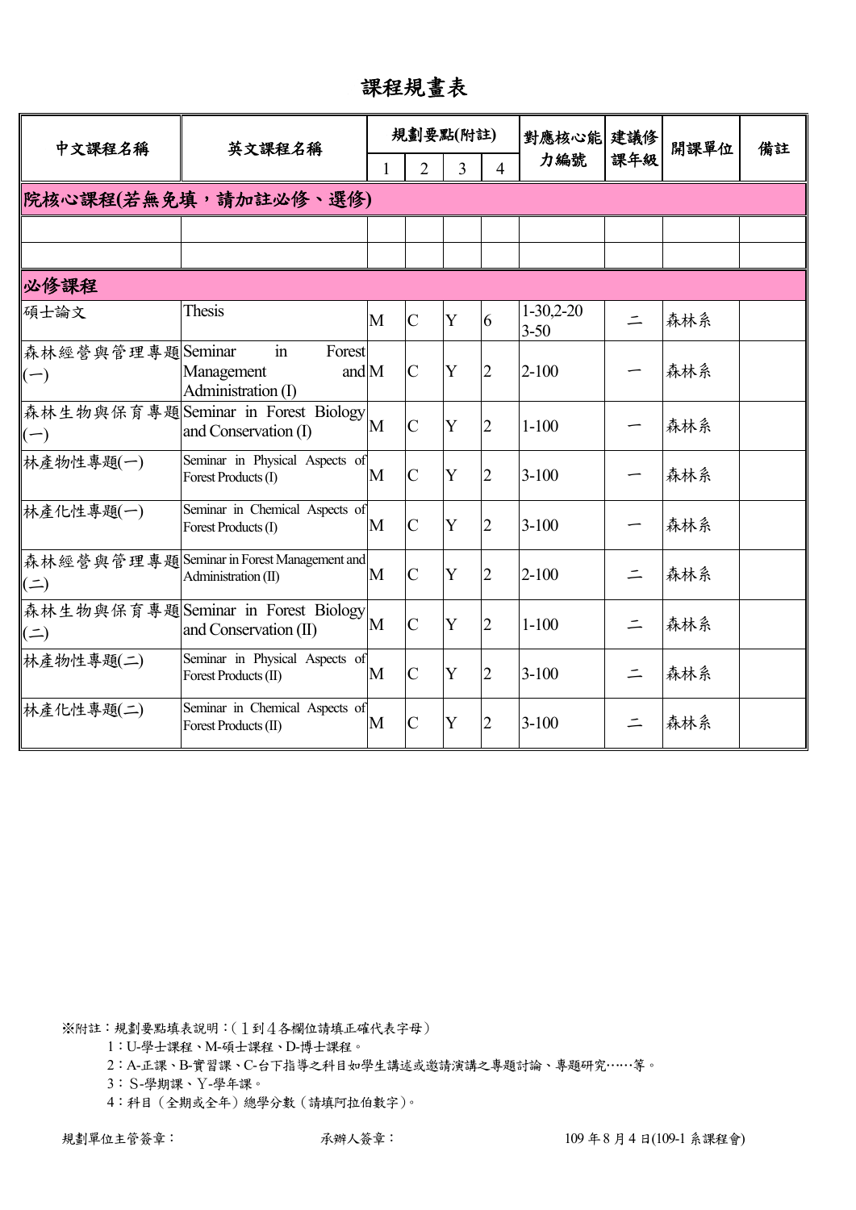# 課程規畫表

| 中文課程名稱 | 英文課程名稱 | 規劃要點(附註) | | | | 對應核心能力編號 | 建議修課年級 | 開課單位 | 備註 |
|---|---|---|---|---|---|---|---|---|---|
| | | 1 | 2 | 3 | 4 | | | | |
| **院核心課程(若無免填，請加註必修、選修)** | | | | | | | | | |
| | | | | | | | | | |
| | | | | | | | | | |
| **必修課程** | | | | | | | | | |
| 碩士論文 | Thesis | M | C | Y | 6 | 1-30,2-20 3-50 | 二 | 森林系 | |
| 森林經營與管理專題(一) | Seminar in Forest Management and Administration (I) | M | C | Y | 2 | 2-100 | 一 | 森林系 | |
| 森林生物與保育專題(一) | Seminar in Forest Biology and Conservation (I) | M | C | Y | 2 | 1-100 | 一 | 森林系 | |
| 林產物性專題(一) | Seminar in Physical Aspects of Forest Products (I) | M | C | Y | 2 | 3-100 | 一 | 森林系 | |
| 林產化性專題(一) | Seminar in Chemical Aspects of Forest Products (I) | M | C | Y | 2 | 3-100 | 一 | 森林系 | |
| 森林經營與管理專題(二) | Seminar in Forest Management and Administration (II) | M | C | Y | 2 | 2-100 | 二 | 森林系 | |
| 森林生物與保育專題(二) | Seminar in Forest Biology and Conservation (II) | M | C | Y | 2 | 1-100 | 二 | 森林系 | |
| 林產物性專題(二) | Seminar in Physical Aspects of Forest Products (II) | M | C | Y | 2 | 3-100 | 二 | 森林系 | |
| 林產化性專題(二) | Seminar in Chemical Aspects of Forest Products (II) | M | C | Y | 2 | 3-100 | 二 | 森林系 | |

※附註：規劃要點填表說明：(１到４各欄位請填正確代表字母)

1：U-學士課程、M-碩士課程、D-博士課程。

2：A-正課、B-實習課、C-台下指導之科目如學生講述或邀請演講之專題討論、專題研究……等。

3：S-學期課、Y-學年課。

4：科目（全期或全年）總學分數（請填阿拉伯數字）。

規劃單位主管簽章：　　　　承辦人簽章：　　　　109 年 8 月 4 日(109-1 系課程會)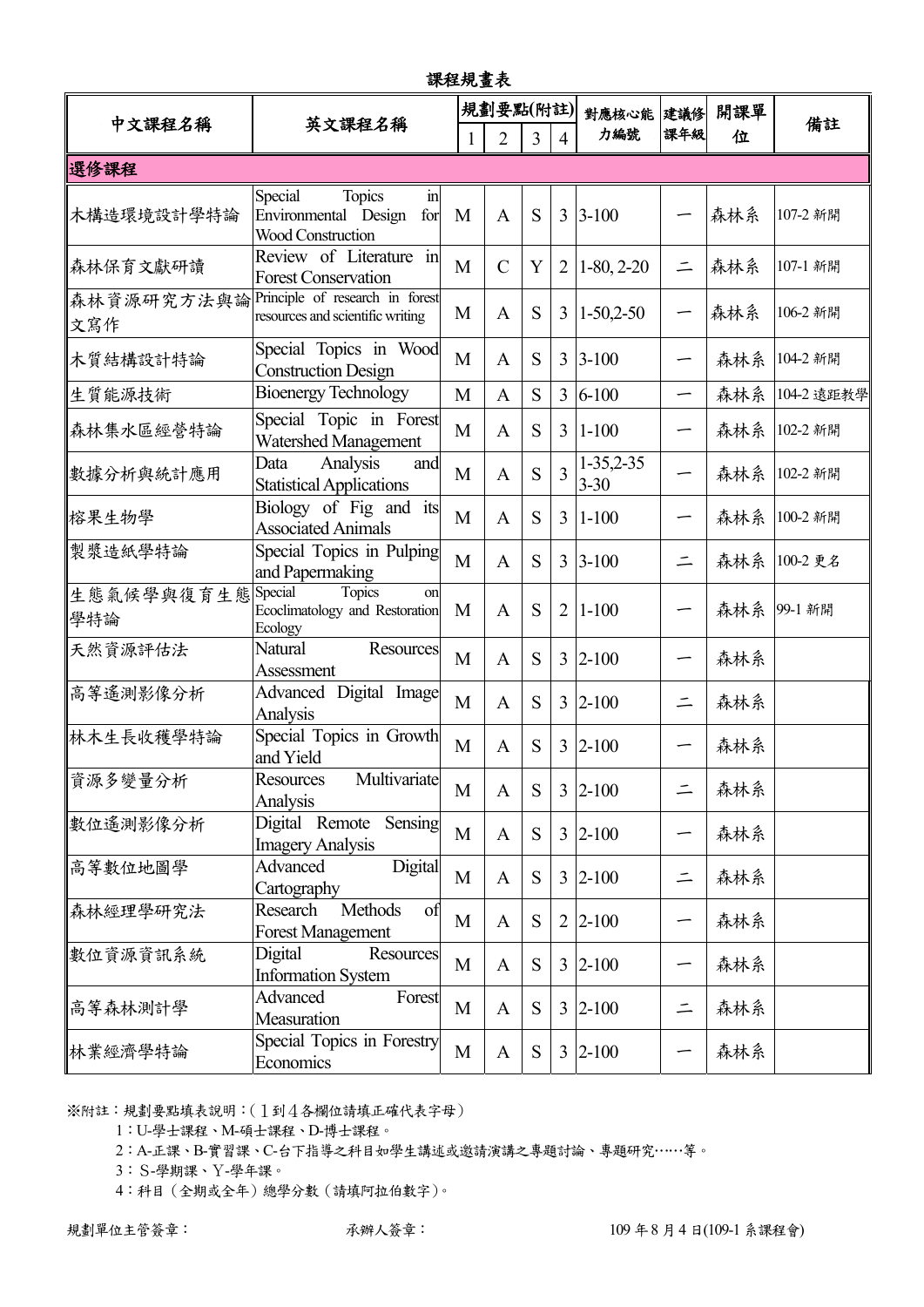# 課程規畫表

| 中文課程名稱 | 英文課程名稱 | 規劃要點(附註) | | | | 對應核心能力編號 | 建議修課年級 | 開課單位 | 備註 |
|---|---|---|---|---|---|---|---|---|---|
| | | 1 | 2 | 3 | 4 | | | | |
| **選修課程** | | | | | | | | | |
| 木構造環境設計學特論 | Special Topics in Environmental Design for Wood Construction | M | A | S | 3 | 3-100 | 一 | 森林系 | 107-2 新開 |
| 森林保育文獻研讀 | Review of Literature in Forest Conservation | M | C | Y | 2 | 1-80, 2-20 | 二 | 森林系 | 107-1 新開 |
| 森林資源研究方法與論文寫作 | Principle of research in forest resources and scientific writing | M | A | S | 3 | 1-50,2-50 | 一 | 森林系 | 106-2 新開 |
| 木質結構設計特論 | Special Topics in Wood Construction Design | M | A | S | 3 | 3-100 | 一 | 森林系 | 104-2 新開 |
| 生質能源技術 | Bioenergy Technology | M | A | S | 3 | 6-100 | 一 | 森林系 | 104-2 遠距教學 |
| 森林集水區經營特論 | Special Topic in Forest Watershed Management | M | A | S | 3 | 1-100 | 一 | 森林系 | 102-2 新開 |
| 數據分析與統計應用 | Data Analysis and Statistical Applications | M | A | S | 3 | 1-35,2-35 3-30 | 一 | 森林系 | 102-2 新開 |
| 榕果生物學 | Biology of Fig and its Associated Animals | M | A | S | 3 | 1-100 | 一 | 森林系 | 100-2 新開 |
| 製漿造紙學特論 | Special Topics in Pulping and Papermaking | M | A | S | 3 | 3-100 | 二 | 森林系 | 100-2 更名 |
| 生態氣候學與復育生態學特論 | Special Topics on Ecoclimatology and Restoration Ecology | M | A | S | 2 | 1-100 | 一 | 森林系 | 99-1 新開 |
| 天然資源評估法 | Natural Resources Assessment | M | A | S | 3 | 2-100 | 一 | 森林系 | |
| 高等遙測影像分析 | Advanced Digital Image Analysis | M | A | S | 3 | 2-100 | 二 | 森林系 | |
| 林木生長收穫學特論 | Special Topics in Growth and Yield | M | A | S | 3 | 2-100 | 一 | 森林系 | |
| 資源多變量分析 | Resources Multivariate Analysis | M | A | S | 3 | 2-100 | 二 | 森林系 | |
| 數位遙測影像分析 | Digital Remote Sensing Imagery Analysis | M | A | S | 3 | 2-100 | 一 | 森林系 | |
| 高等數位地圖學 | Advanced Digital Cartography | M | A | S | 3 | 2-100 | 二 | 森林系 | |
| 森林經理學研究法 | Research Methods of Forest Management | M | A | S | 2 | 2-100 | 一 | 森林系 | |
| 數位資源資訊系統 | Digital Resources Information System | M | A | S | 3 | 2-100 | 一 | 森林系 | |
| 高等森林測計學 | Advanced Forest Measuration | M | A | S | 3 | 2-100 | 二 | 森林系 | |
| 林業經濟學特論 | Special Topics in Forestry Economics | M | A | S | 3 | 2-100 | 一 | 森林系 | |

※附註：規劃要點填表說明：（１到４各欄位請填正確代表字母）

1：U-學士課程、M-碩士課程、D-博士課程。

2：A-正課、B-實習課、C-台下指導之科目如學生講述或邀請演講之專題討論、專題研究……等。

3：S-學期課、Y-學年課。

4：科目（全期或全年）總學分數（請填阿拉伯數字）。

規劃單位主管簽章：　　　　承辦人簽章：　　　　109 年 8 月 4 日(109-1 系課程會)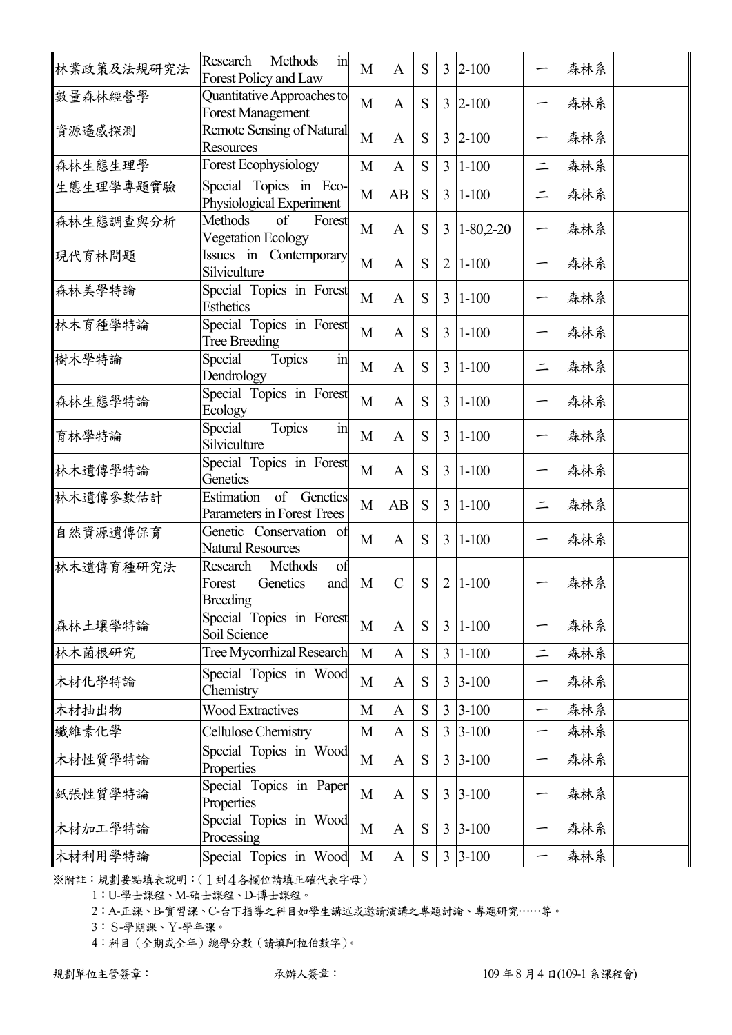| | | | | | | | | | |
|---|---|---|---|---|---|---|---|---|---|
| 林業政策及法規研究法 | Research Methods in Forest Policy and Law | M | A | S | 3 | 2-100 | 一 | 森林系 | |
| 數量森林經營學 | Quantitative Approaches to Forest Management | M | A | S | 3 | 2-100 | 一 | 森林系 | |
| 資源遙感探測 | Remote Sensing of Natural Resources | M | A | S | 3 | 2-100 | 一 | 森林系 | |
| 森林生態生理學 | Forest Ecophysiology | M | A | S | 3 | 1-100 | 二 | 森林系 | |
| 生態生理學專題實驗 | Special Topics in Eco-Physiological Experiment | M | AB | S | 3 | 1-100 | 二 | 森林系 | |
| 森林生態調查與分析 | Methods of Forest Vegetation Ecology | M | A | S | 3 | 1-80,2-20 | 一 | 森林系 | |
| 現代育林問題 | Issues in Contemporary Silviculture | M | A | S | 2 | 1-100 | 一 | 森林系 | |
| 森林美學特論 | Special Topics in Forest Esthetics | M | A | S | 3 | 1-100 | 一 | 森林系 | |
| 林木育種學特論 | Special Topics in Forest Tree Breeding | M | A | S | 3 | 1-100 | 一 | 森林系 | |
| 樹木學特論 | Special Topics in Dendrology | M | A | S | 3 | 1-100 | 二 | 森林系 | |
| 森林生態學特論 | Special Topics in Forest Ecology | M | A | S | 3 | 1-100 | 一 | 森林系 | |
| 育林學特論 | Special Topics in Silviculture | M | A | S | 3 | 1-100 | 一 | 森林系 | |
| 林木遺傳學特論 | Special Topics in Forest Genetics | M | A | S | 3 | 1-100 | 一 | 森林系 | |
| 林木遺傳參數估計 | Estimation of Genetics Parameters in Forest Trees | M | AB | S | 3 | 1-100 | 二 | 森林系 | |
| 自然資源遺傳保育 | Genetic Conservation of Natural Resources | M | A | S | 3 | 1-100 | 一 | 森林系 | |
| 林木遺傳育種研究法 | Research Methods of Forest Genetics and Breeding | M | C | S | 2 | 1-100 | 一 | 森林系 | |
| 森林土壤學特論 | Special Topics in Forest Soil Science | M | A | S | 3 | 1-100 | 一 | 森林系 | |
| 林木菌根研究 | Tree Mycorrhizal Research | M | A | S | 3 | 1-100 | 二 | 森林系 | |
| 木材化學特論 | Special Topics in Wood Chemistry | M | A | S | 3 | 3-100 | 一 | 森林系 | |
| 木材抽出物 | Wood Extractives | M | A | S | 3 | 3-100 | 一 | 森林系 | |
| 纖維素化學 | Cellulose Chemistry | M | A | S | 3 | 3-100 | 一 | 森林系 | |
| 木材性質學特論 | Special Topics in Wood Properties | M | A | S | 3 | 3-100 | 一 | 森林系 | |
| 紙張性質學特論 | Special Topics in Paper Properties | M | A | S | 3 | 3-100 | 一 | 森林系 | |
| 木材加工學特論 | Special Topics in Wood Processing | M | A | S | 3 | 3-100 | 一 | 森林系 | |
| 木材利用學特論 | Special Topics in Wood | M | A | S | 3 | 3-100 | 一 | 森林系 | |

※附註：規劃要點填表說明：(１到４各欄位請填正確代表字母)

1：U-學士課程、M-碩士課程、D-博士課程。

2：A-正課、B-實習課、C-台下指導之科目如學生講述或邀請演講之專題討論、專題研究……等。

3：S-學期課、Y-學年課。

4：科目（全期或全年）總學分數（請填阿拉伯數字)。

規劃單位主管簽章：　　　　　　承辦人簽章：　　　　　　109 年 8 月 4 日(109-1 系課程會)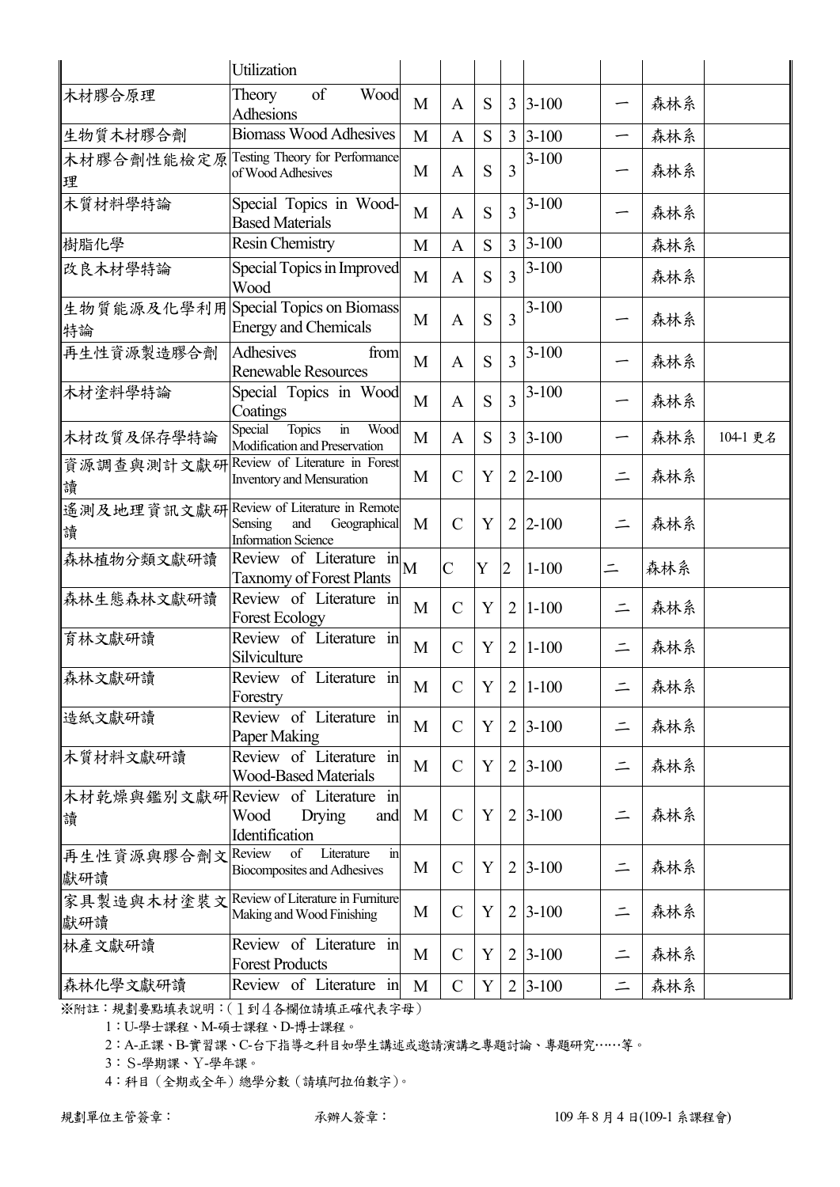| | | | | | | | | | |
|---|---|---|---|---|---|---|---|---|---|
| | Utilization | | | | | | | | |
| 木材膠合原理 | Theory of Wood Adhesions | M | A | S | 3 | 3-100 | 一 | 森林系 | |
| 生物質木材膠合劑 | Biomass Wood Adhesives | M | A | S | 3 | 3-100 | 一 | 森林系 | |
| 木材膠合劑性能檢定原理 | Testing Theory for Performance of Wood Adhesives | M | A | S | 3 | 3-100 | 一 | 森林系 | |
| 木質材料學特論 | Special Topics in Wood-Based Materials | M | A | S | 3 | 3-100 | 一 | 森林系 | |
| 樹脂化學 | Resin Chemistry | M | A | S | 3 | 3-100 | | 森林系 | |
| 改良木材學特論 | Special Topics in Improved Wood | M | A | S | 3 | 3-100 | | 森林系 | |
| 生物質能源及化學利用特論 | Special Topics on Biomass Energy and Chemicals | M | A | S | 3 | 3-100 | 一 | 森林系 | |
| 再生性資源製造膠合劑 | Adhesives from Renewable Resources | M | A | S | 3 | 3-100 | 一 | 森林系 | |
| 木材塗料學特論 | Special Topics in Wood Coatings | M | A | S | 3 | 3-100 | 一 | 森林系 | |
| 木材改質及保存學特論 | Special Topics in Wood Modification and Preservation | M | A | S | 3 | 3-100 | 一 | 森林系 | 104-1 更名 |
| 資源調查與測計文獻研讀 | Review of Literature in Forest Inventory and Mensuration | M | C | Y | 2 | 2-100 | 二 | 森林系 | |
| 遙測及地理資訊文獻研讀 | Review of Literature in Remote Sensing and Geographical Information Science | M | C | Y | 2 | 2-100 | 二 | 森林系 | |
| 森林植物分類文獻研讀 | Review of Literature in Taxnomy of Forest Plants | M | C | Y | 2 | 1-100 | 二 | 森林系 | |
| 森林生態森林文獻研讀 | Review of Literature in Forest Ecology | M | C | Y | 2 | 1-100 | 二 | 森林系 | |
| 育林文獻研讀 | Review of Literature in Silviculture | M | C | Y | 2 | 1-100 | 二 | 森林系 | |
| 森林文獻研讀 | Review of Literature in Forestry | M | C | Y | 2 | 1-100 | 二 | 森林系 | |
| 造紙文獻研讀 | Review of Literature in Paper Making | M | C | Y | 2 | 3-100 | 二 | 森林系 | |
| 木質材料文獻研讀 | Review of Literature in Wood-Based Materials | M | C | Y | 2 | 3-100 | 二 | 森林系 | |
| 木材乾燥與鑑別文獻研讀 | Review of Literature in Wood Drying and Identification | M | C | Y | 2 | 3-100 | 二 | 森林系 | |
| 再生性資源與膠合劑文獻研讀 | Review of Literature in Biocomposites and Adhesives | M | C | Y | 2 | 3-100 | 二 | 森林系 | |
| 家具製造與木材塗裝文獻研讀 | Review of Literature in Furniture Making and Wood Finishing | M | C | Y | 2 | 3-100 | 二 | 森林系 | |
| 林產文獻研讀 | Review of Literature in Forest Products | M | C | Y | 2 | 3-100 | 二 | 森林系 | |
| 森林化學文獻研讀 | Review of Literature in | M | C | Y | 2 | 3-100 | 二 | 森林系 | |

※附註：規劃要點填表說明：(１到４各欄位請填正確代表字母)

1：U-學士課程、M-碩士課程、D-博士課程。

2：A-正課、B-實習課、C-台下指導之科目如學生講述或邀請演講之專題討論、專題研究……等。

3：S-學期課、Y-學年課。

4：科目（全期或全年）總學分數（請填阿拉伯數字）。

規劃單位主管簽章：　　　　承辦人簽章：　　　　109 年 8 月 4 日(109-1 系課程會)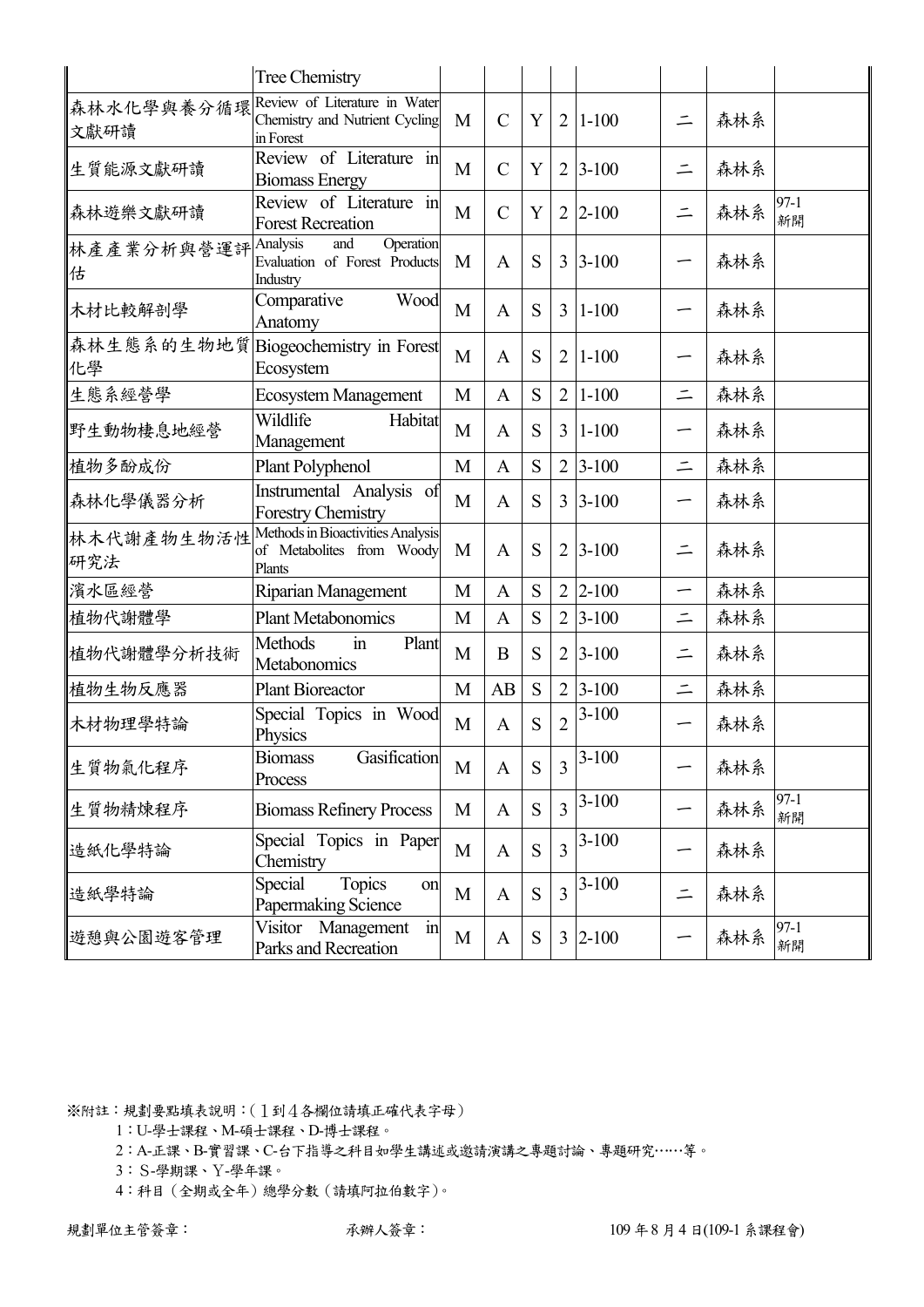| | | | | | | | | | |
|---|---|---|---|---|---|---|---|---|---|
| | Tree Chemistry | | | | | | | | |
| 森林水化學與養分循環文獻研讀 | Review of Literature in Water Chemistry and Nutrient Cycling in Forest | M | C | Y | 2 | 1-100 | 二 | 森林系 | |
| 生質能源文獻研讀 | Review of Literature in Biomass Energy | M | C | Y | 2 | 3-100 | 二 | 森林系 | |
| 森林遊樂文獻研讀 | Review of Literature in Forest Recreation | M | C | Y | 2 | 2-100 | 二 | 森林系 | 97-1 新開 |
| 林產產業分析與營運評估 | Analysis and Operation Evaluation of Forest Products Industry | M | A | S | 3 | 3-100 | 一 | 森林系 | |
| 木材比較解剖學 | Comparative Wood Anatomy | M | A | S | 3 | 1-100 | 一 | 森林系 | |
| 森林生態系的生物地質化學 | Biogeochemistry in Forest Ecosystem | M | A | S | 2 | 1-100 | 一 | 森林系 | |
| 生態系經營學 | Ecosystem Management | M | A | S | 2 | 1-100 | 二 | 森林系 | |
| 野生動物棲息地經營 | Wildlife Habitat Management | M | A | S | 3 | 1-100 | 一 | 森林系 | |
| 植物多酚成份 | Plant Polyphenol | M | A | S | 2 | 3-100 | 二 | 森林系 | |
| 森林化學儀器分析 | Instrumental Analysis of Forestry Chemistry | M | A | S | 3 | 3-100 | 一 | 森林系 | |
| 林木代謝產物生物活性研究法 | Methods in Bioactivities Analysis of Metabolites from Woody Plants | M | A | S | 2 | 3-100 | 二 | 森林系 | |
| 濱水區經營 | Riparian Management | M | A | S | 2 | 2-100 | 一 | 森林系 | |
| 植物代謝體學 | Plant Metabonomics | M | A | S | 2 | 3-100 | 二 | 森林系 | |
| 植物代謝體學分析技術 | Methods in Plant Metabonomics | M | B | S | 2 | 3-100 | 二 | 森林系 | |
| 植物生物反應器 | Plant Bioreactor | M | AB | S | 2 | 3-100 | 二 | 森林系 | |
| 木材物理學特論 | Special Topics in Wood Physics | M | A | S | 2 | 3-100 | 一 | 森林系 | |
| 生質物氣化程序 | Biomass Gasification Process | M | A | S | 3 | 3-100 | 一 | 森林系 | |
| 生質物精煉程序 | Biomass Refinery Process | M | A | S | 3 | 3-100 | 一 | 森林系 | 97-1 新開 |
| 造紙化學特論 | Special Topics in Paper Chemistry | M | A | S | 3 | 3-100 | 一 | 森林系 | |
| 造紙學特論 | Special Topics on Papermaking Science | M | A | S | 3 | 3-100 | 二 | 森林系 | |
| 遊憩與公園遊客管理 | Visitor Management in Parks and Recreation | M | A | S | 3 | 2-100 | 一 | 森林系 | 97-1 新開 |

※附註：規劃要點填表說明：(１到４各欄位請填正確代表字母)

1：U-學士課程、M-碩士課程、D-博士課程。

2：A-正課、B-實習課、C-台下指導之科目如學生講述或邀請演講之專題討論、專題研究……等。

3：S-學期課、Y-學年課。

4：科目（全期或全年）總學分數（請填阿拉伯數字)。

規劃單位主管簽章： 承辦人簽章： 109 年 8 月 4 日(109-1 系課程會)